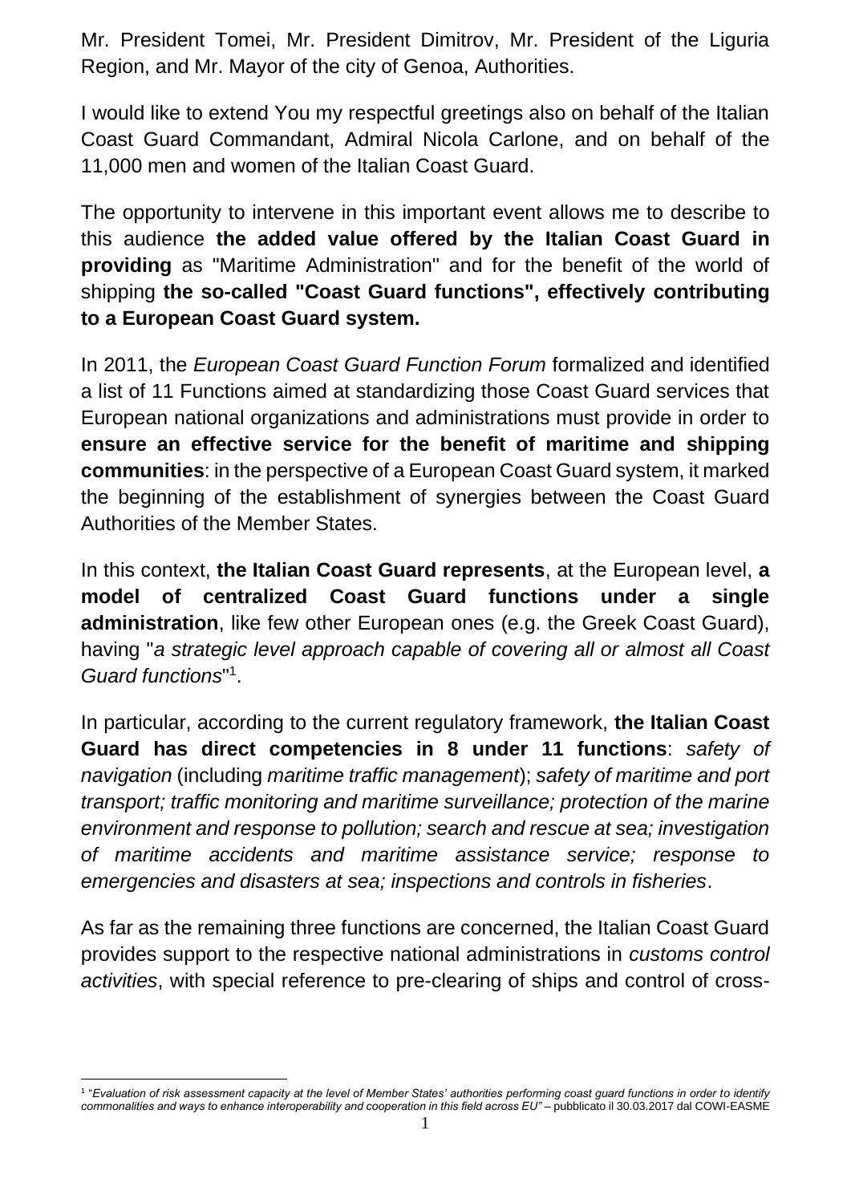Mr. President Tomei, Mr. President Dimitrov, Mr. President of the Liguria Region, and Mr. Mayor of the city of Genoa, Authorities.

I would like to extend You my respectful greetings also on behalf of the Italian Coast Guard Commandant, Admiral Nicola Carlone, and on behalf of the 11,000 men and women of the Italian Coast Guard.

The opportunity to intervene in this important event allows me to describe to this audience **the added value offered by the Italian Coast Guard in providing** as "Maritime Administration" and for the benefit of the world of shipping **the so-called "Coast Guard functions", effectively contributing to a European Coast Guard system.**

In 2011, the *European Coast Guard Function Forum* formalized and identified a list of 11 Functions aimed at standardizing those Coast Guard services that European national organizations and administrations must provide in order to **ensure an effective service for the benefit of maritime and shipping communities**: in the perspective of a European Coast Guard system, it marked the beginning of the establishment of synergies between the Coast Guard Authorities of the Member States.

In this context, **the Italian Coast Guard represents**, at the European level, **a model of centralized Coast Guard functions under a single administration**, like few other European ones (e.g. the Greek Coast Guard), having "*a strategic level approach capable of covering all or almost all Coast Guard functions*"[1].

In particular, according to the current regulatory framework, **the Italian Coast Guard has direct competencies in 8 under 11 functions**: *safety of navigation* (including *maritime traffic management*); *safety of maritime and port transport; traffic monitoring and maritime surveillance; protection of the marine environment and response to pollution; search and rescue at sea; investigation of maritime accidents and maritime assistance service; response to emergencies and disasters at sea; inspections and controls in fisheries*.

As far as the remaining three functions are concerned, the Italian Coast Guard provides support to the respective national administrations in *customs control activities*, with special reference to pre-clearing of ships and control of cross-

[1] "*Evaluation of risk assessment capacity at the level of Member States' authorities performing coast guard functions in order to identify commonalities and ways to enhance interoperability and cooperation in this field across EU"* – pubblicato il 30.03.2017 dal COWI-EASME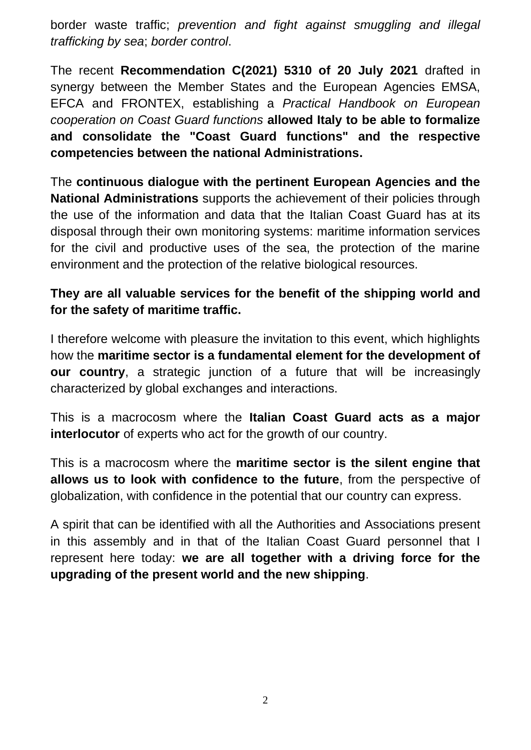border waste traffic; *prevention and fight against smuggling and illegal trafficking by sea*; *border control*.

The recent **Recommendation C(2021) 5310 of 20 July 2021** drafted in synergy between the Member States and the European Agencies EMSA, EFCA and FRONTEX, establishing a *Practical Handbook on European cooperation on Coast Guard functions* **allowed Italy to be able to formalize and consolidate the "Coast Guard functions" and the respective competencies between the national Administrations.**

The **continuous dialogue with the pertinent European Agencies and the National Administrations** supports the achievement of their policies through the use of the information and data that the Italian Coast Guard has at its disposal through their own monitoring systems: maritime information services for the civil and productive uses of the sea, the protection of the marine environment and the protection of the relative biological resources.

**They are all valuable services for the benefit of the shipping world and for the safety of maritime traffic.**

I therefore welcome with pleasure the invitation to this event, which highlights how the **maritime sector is a fundamental element for the development of our country**, a strategic junction of a future that will be increasingly characterized by global exchanges and interactions.

This is a macrocosm where the **Italian Coast Guard acts as a major interlocutor** of experts who act for the growth of our country.

This is a macrocosm where the **maritime sector is the silent engine that allows us to look with confidence to the future**, from the perspective of globalization, with confidence in the potential that our country can express.

A spirit that can be identified with all the Authorities and Associations present in this assembly and in that of the Italian Coast Guard personnel that I represent here today: **we are all together with a driving force for the upgrading of the present world and the new shipping**.